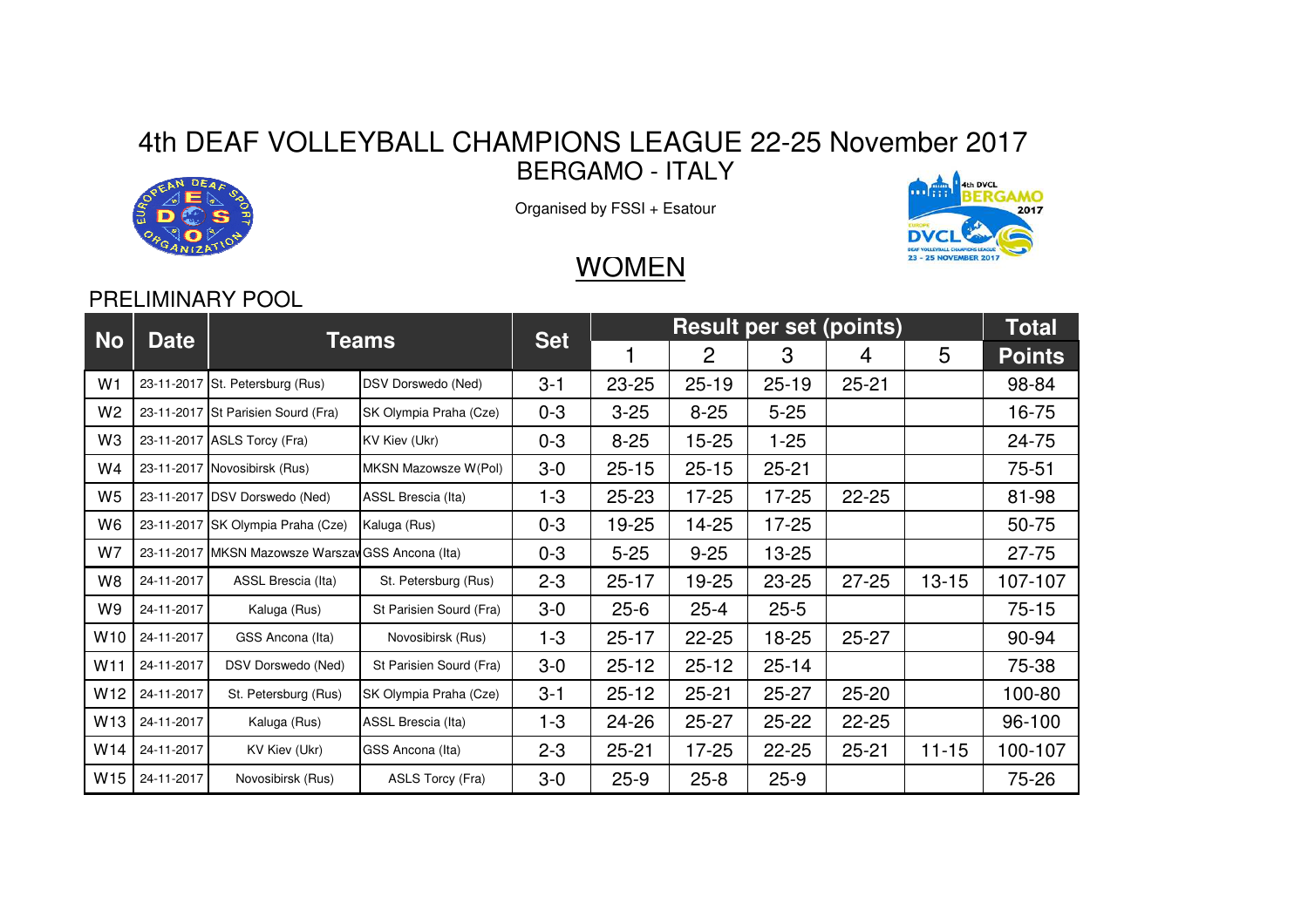# 4th DEAF VOLLEYBALL CHAMPIONS LEAGUE 22-25 November 2017

## BERGAMO - ITALY

Organised by FSSI + Esatour

## WOMEN

### PRELIMINARY POOL

| No | Date | Teams | | Set | Result per set (points) | | | | | Total |
|---|---|---|---|---|---|---|---|---|---|---|
| | | | | | 1 | 2 | 3 | 4 | 5 | Points |
| W1 | 23-11-2017 | St. Petersburg (Rus) | DSV Dorswedo (Ned) | 3-1 | 23-25 | 25-19 | 25-19 | 25-21 | | 98-84 |
| W2 | 23-11-2017 | St Parisien Sourd (Fra) | SK Olympia Praha (Cze) | 0-3 | 3-25 | 8-25 | 5-25 | | | 16-75 |
| W3 | 23-11-2017 | ASLS Torcy (Fra) | KV Kiev (Ukr) | 0-3 | 8-25 | 15-25 | 1-25 | | | 24-75 |
| W4 | 23-11-2017 | Novosibirsk (Rus) | MKSN Mazowsze W(Pol) | 3-0 | 25-15 | 25-15 | 25-21 | | | 75-51 |
| W5 | 23-11-2017 | DSV Dorswedo (Ned) | ASSL Brescia (Ita) | 1-3 | 25-23 | 17-25 | 17-25 | 22-25 | | 81-98 |
| W6 | 23-11-2017 | SK Olympia Praha (Cze) | Kaluga (Rus) | 0-3 | 19-25 | 14-25 | 17-25 | | | 50-75 |
| W7 | 23-11-2017 | MKSN Mazowsze Warszaw | GSS Ancona (Ita) | 0-3 | 5-25 | 9-25 | 13-25 | | | 27-75 |
| W8 | 24-11-2017 | ASSL Brescia (Ita) | St. Petersburg (Rus) | 2-3 | 25-17 | 19-25 | 23-25 | 27-25 | 13-15 | 107-107 |
| W9 | 24-11-2017 | Kaluga (Rus) | St Parisien Sourd (Fra) | 3-0 | 25-6 | 25-4 | 25-5 | | | 75-15 |
| W10 | 24-11-2017 | GSS Ancona (Ita) | Novosibirsk (Rus) | 1-3 | 25-17 | 22-25 | 18-25 | 25-27 | | 90-94 |
| W11 | 24-11-2017 | DSV Dorswedo (Ned) | St Parisien Sourd (Fra) | 3-0 | 25-12 | 25-12 | 25-14 | | | 75-38 |
| W12 | 24-11-2017 | St. Petersburg (Rus) | SK Olympia Praha (Cze) | 3-1 | 25-12 | 25-21 | 25-27 | 25-20 | | 100-80 |
| W13 | 24-11-2017 | Kaluga (Rus) | ASSL Brescia (Ita) | 1-3 | 24-26 | 25-27 | 25-22 | 22-25 | | 96-100 |
| W14 | 24-11-2017 | KV Kiev (Ukr) | GSS Ancona (Ita) | 2-3 | 25-21 | 17-25 | 22-25 | 25-21 | 11-15 | 100-107 |
| W15 | 24-11-2017 | Novosibirsk (Rus) | ASLS Torcy (Fra) | 3-0 | 25-9 | 25-8 | 25-9 | | | 75-26 |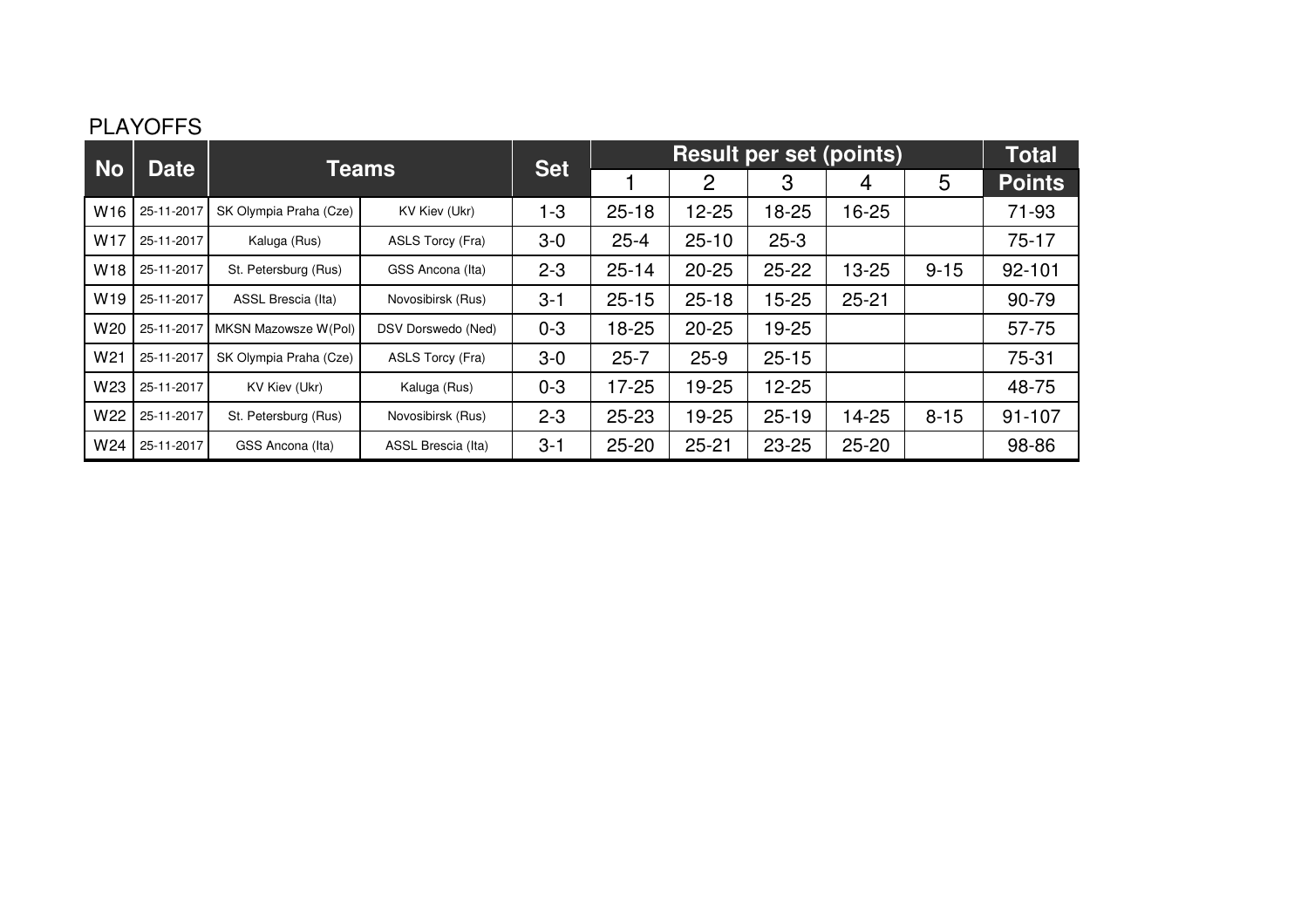## PLAYOFFS

| No | Date | Teams | | Set | Result per set (points) | | | | | Total |
|---|---|---|---|---|---|---|---|---|---|---|
| | | | | | 1 | 2 | 3 | 4 | 5 | Points |
| W16 | 25-11-2017 | SK Olympia Praha (Cze) | KV Kiev (Ukr) | 1-3 | 25-18 | 12-25 | 18-25 | 16-25 | | 71-93 |
| W17 | 25-11-2017 | Kaluga (Rus) | ASLS Torcy (Fra) | 3-0 | 25-4 | 25-10 | 25-3 | | | 75-17 |
| W18 | 25-11-2017 | St. Petersburg (Rus) | GSS Ancona (Ita) | 2-3 | 25-14 | 20-25 | 25-22 | 13-25 | 9-15 | 92-101 |
| W19 | 25-11-2017 | ASSL Brescia (Ita) | Novosibirsk (Rus) | 3-1 | 25-15 | 25-18 | 15-25 | 25-21 | | 90-79 |
| W20 | 25-11-2017 | MKSN Mazowsze W(Pol) | DSV Dorswedo (Ned) | 0-3 | 18-25 | 20-25 | 19-25 | | | 57-75 |
| W21 | 25-11-2017 | SK Olympia Praha (Cze) | ASLS Torcy (Fra) | 3-0 | 25-7 | 25-9 | 25-15 | | | 75-31 |
| W23 | 25-11-2017 | KV Kiev (Ukr) | Kaluga (Rus) | 0-3 | 17-25 | 19-25 | 12-25 | | | 48-75 |
| W22 | 25-11-2017 | St. Petersburg (Rus) | Novosibirsk (Rus) | 2-3 | 25-23 | 19-25 | 25-19 | 14-25 | 8-15 | 91-107 |
| W24 | 25-11-2017 | GSS Ancona (Ita) | ASSL Brescia (Ita) | 3-1 | 25-20 | 25-21 | 23-25 | 25-20 | | 98-86 |